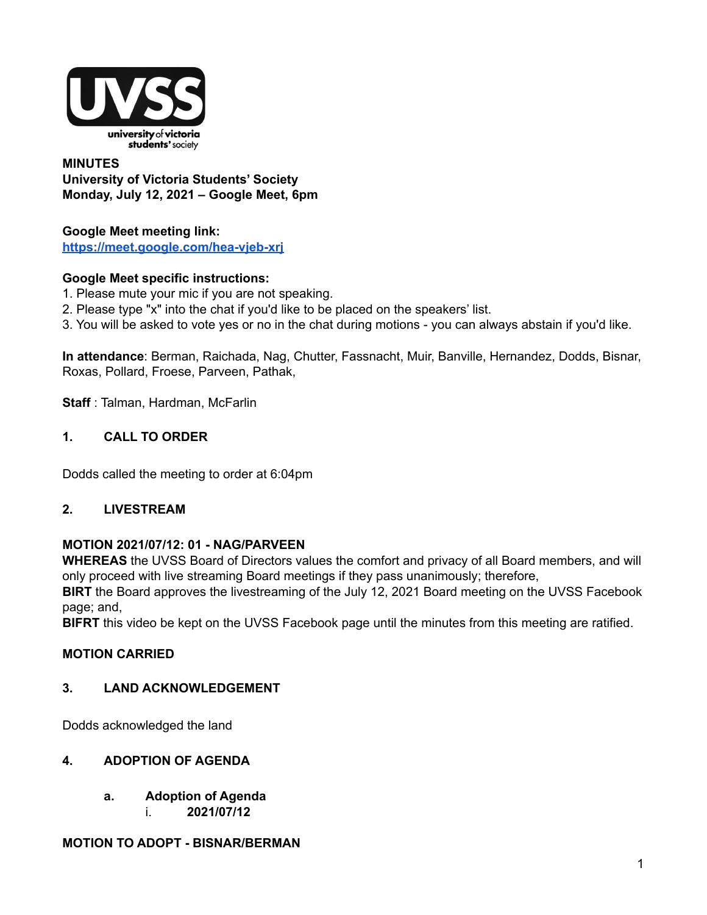**MINUTES**
**University of Victoria Students' Society**
**Monday, July 12, 2021 – Google Meet, 6pm**

**Google Meet meeting link:**
[https://meet.google.com/hea-vjeb-xrj](https://meet.google.com/hea-vjeb-xrj)

**Google Meet specific instructions:**
1. Please mute your mic if you are not speaking.
2. Please type "x" into the chat if you'd like to be placed on the speakers' list.
3. You will be asked to vote yes or no in the chat during motions - you can always abstain if you'd like.

**In attendance**: Berman, Raichada, Nag, Chutter, Fassnacht, Muir, Banville, Hernandez, Dodds, Bisnar, Roxas, Pollard, Froese, Parveen, Pathak,

**Staff** : Talman, Hardman, McFarlin

## 1. CALL TO ORDER

Dodds called the meeting to order at 6:04pm

## 2. LIVESTREAM

**MOTION 2021/07/12: 01 - NAG/PARVEEN**
**WHEREAS** the UVSS Board of Directors values the comfort and privacy of all Board members, and will only proceed with live streaming Board meetings if they pass unanimously; therefore,
**BIRT** the Board approves the livestreaming of the July 12, 2021 Board meeting on the UVSS Facebook page; and,
**BIFRT** this video be kept on the UVSS Facebook page until the minutes from this meeting are ratified.

**MOTION CARRIED**

## 3. LAND ACKNOWLEDGEMENT

Dodds acknowledged the land

## 4. ADOPTION OF AGENDA

### a. Adoption of Agenda

i. **2021/07/12**

**MOTION TO ADOPT - BISNAR/BERMAN**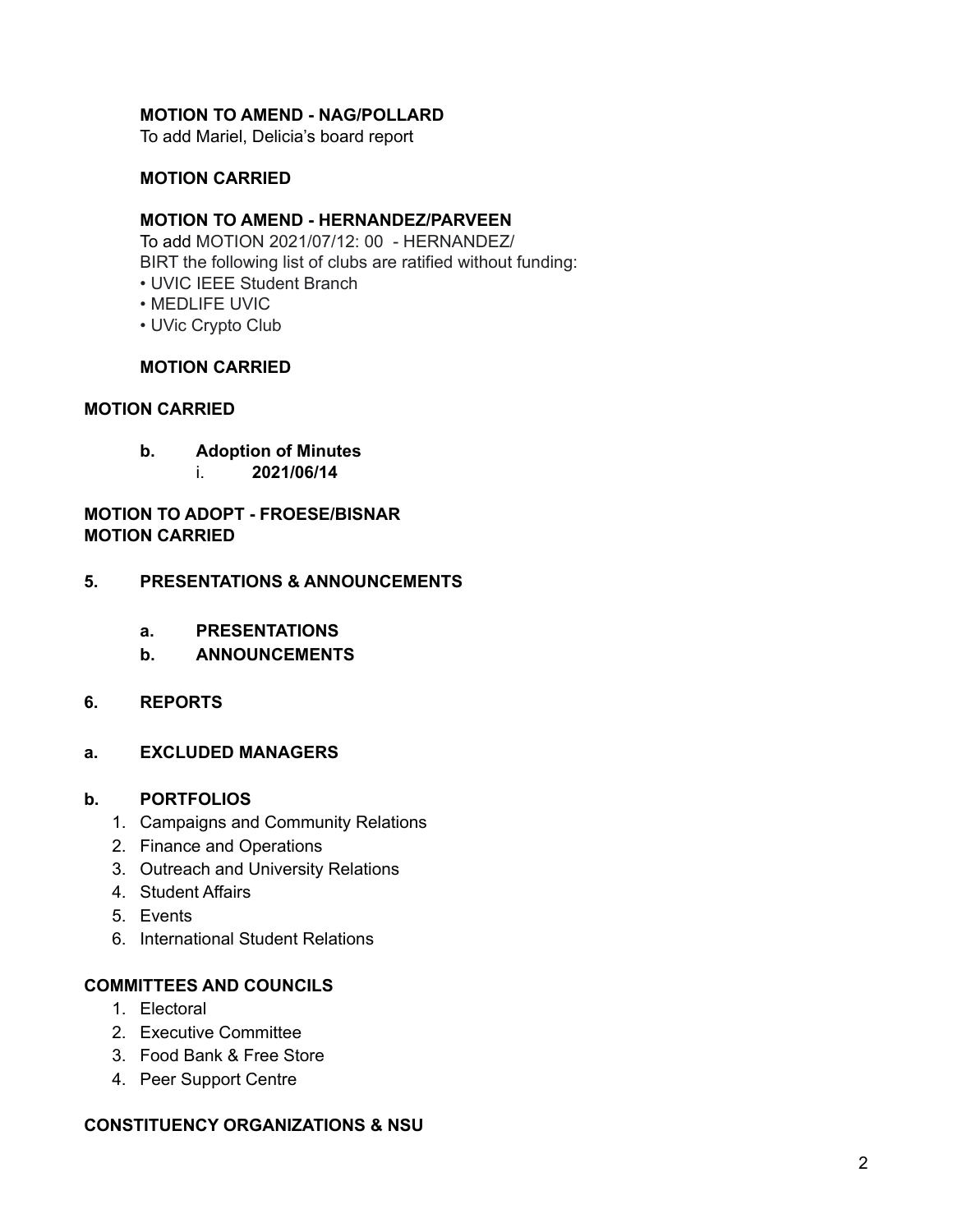**MOTION TO AMEND - NAG/POLLARD**

To add Mariel, Delicia's board report

**MOTION CARRIED**

**MOTION TO AMEND - HERNANDEZ/PARVEEN**

To add MOTION 2021/07/12: 00 - HERNANDEZ/

BIRT the following list of clubs are ratified without funding:

- UVIC IEEE Student Branch
- MEDLIFE UVIC
- UVic Crypto Club

**MOTION CARRIED**

**MOTION CARRIED**

**b. Adoption of Minutes**

i. **2021/06/14**

**MOTION TO ADOPT - FROESE/BISNAR**

**MOTION CARRIED**

## 5. PRESENTATIONS & ANNOUNCEMENTS

**a. PRESENTATIONS**

**b. ANNOUNCEMENTS**

## 6. REPORTS

**a. EXCLUDED MANAGERS**

**b. PORTFOLIOS**

1. Campaigns and Community Relations
2. Finance and Operations
3. Outreach and University Relations
4. Student Affairs
5. Events
6. International Student Relations

**COMMITTEES AND COUNCILS**

1. Electoral
2. Executive Committee
3. Food Bank & Free Store
4. Peer Support Centre

**CONSTITUENCY ORGANIZATIONS & NSU**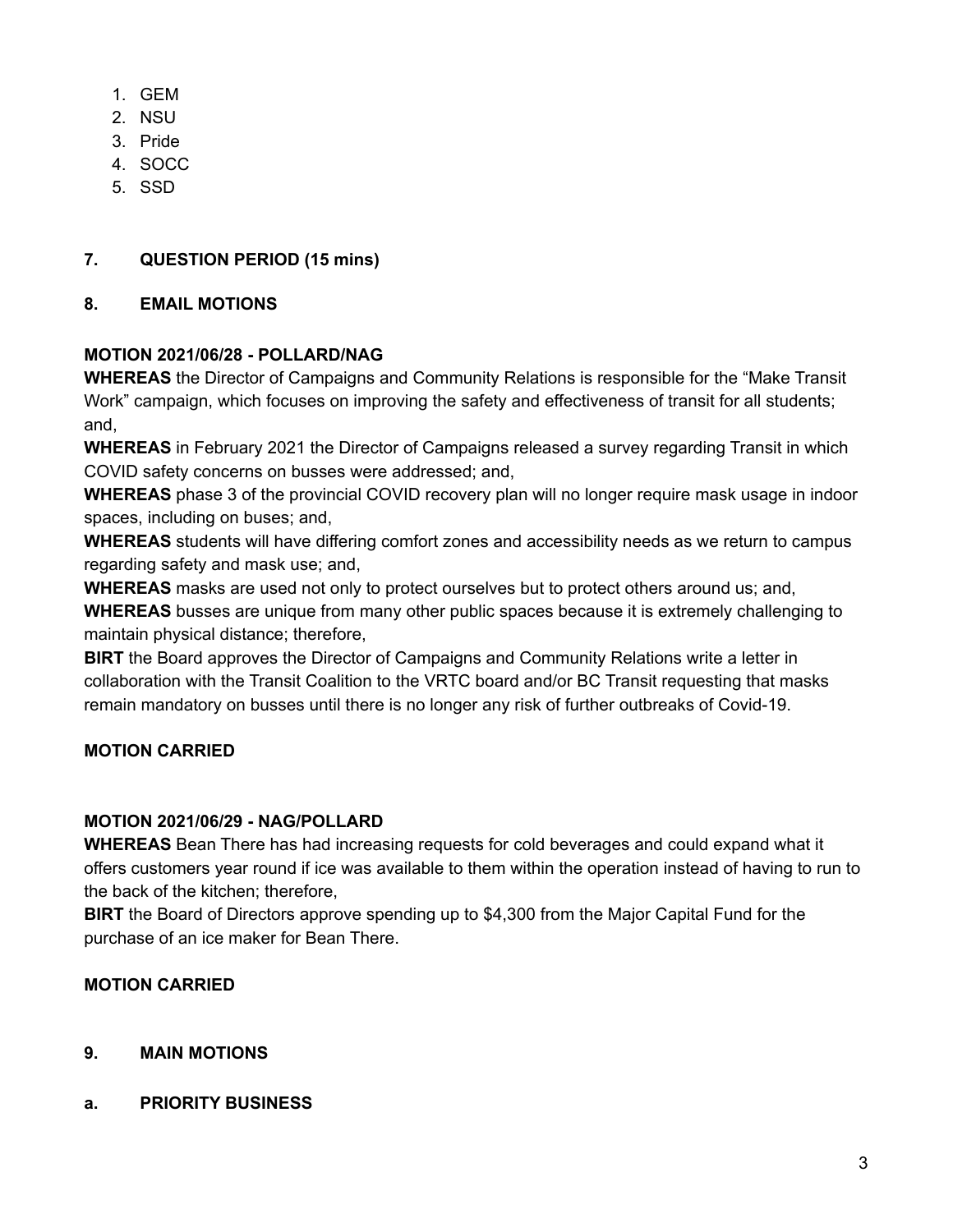1. GEM
2. NSU
3. Pride
4. SOCC
5. SSD

## 7. QUESTION PERIOD (15 mins)

## 8. EMAIL MOTIONS

**MOTION 2021/06/28 - POLLARD/NAG**

**WHEREAS** the Director of Campaigns and Community Relations is responsible for the “Make Transit Work” campaign, which focuses on improving the safety and effectiveness of transit for all students; and,

**WHEREAS** in February 2021 the Director of Campaigns released a survey regarding Transit in which COVID safety concerns on busses were addressed; and,

**WHEREAS** phase 3 of the provincial COVID recovery plan will no longer require mask usage in indoor spaces, including on buses; and,

**WHEREAS** students will have differing comfort zones and accessibility needs as we return to campus regarding safety and mask use; and,

**WHEREAS** masks are used not only to protect ourselves but to protect others around us; and,

**WHEREAS** busses are unique from many other public spaces because it is extremely challenging to maintain physical distance; therefore,

**BIRT** the Board approves the Director of Campaigns and Community Relations write a letter in collaboration with the Transit Coalition to the VRTC board and/or BC Transit requesting that masks remain mandatory on busses until there is no longer any risk of further outbreaks of Covid-19.

**MOTION CARRIED**

**MOTION 2021/06/29 - NAG/POLLARD**

**WHEREAS** Bean There has had increasing requests for cold beverages and could expand what it offers customers year round if ice was available to them within the operation instead of having to run to the back of the kitchen; therefore,

**BIRT** the Board of Directors approve spending up to $4,300 from the Major Capital Fund for the purchase of an ice maker for Bean There.

**MOTION CARRIED**

## 9. MAIN MOTIONS

### a. PRIORITY BUSINESS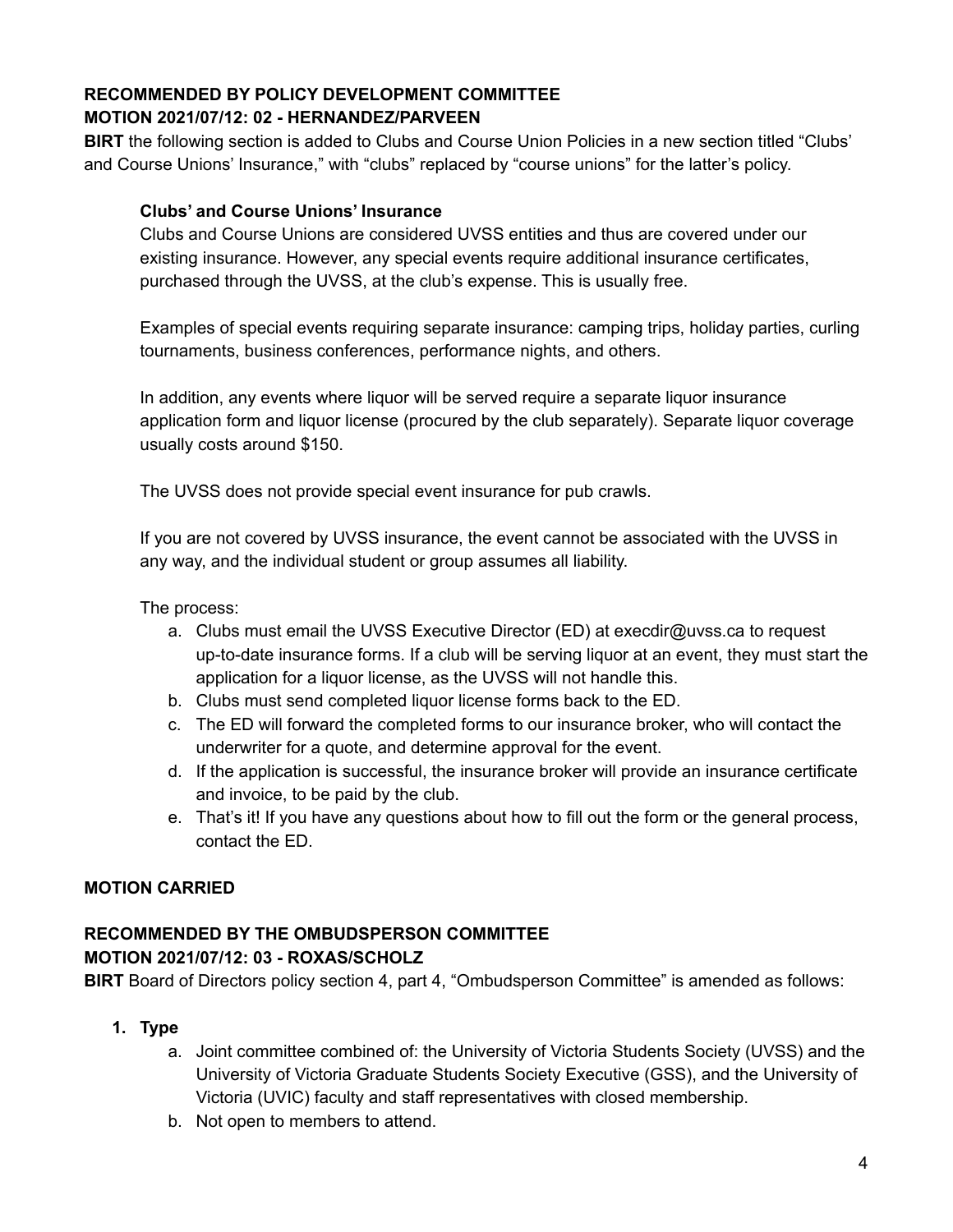**RECOMMENDED BY POLICY DEVELOPMENT COMMITTEE**
**MOTION 2021/07/12: 02 - HERNANDEZ/PARVEEN**

**BIRT** the following section is added to Clubs and Course Union Policies in a new section titled "Clubs' and Course Unions' Insurance," with "clubs" replaced by "course unions" for the latter's policy.

> **Clubs' and Course Unions' Insurance**
>
> Clubs and Course Unions are considered UVSS entities and thus are covered under our existing insurance. However, any special events require additional insurance certificates, purchased through the UVSS, at the club's expense. This is usually free.
>
> Examples of special events requiring separate insurance: camping trips, holiday parties, curling tournaments, business conferences, performance nights, and others.
>
> In addition, any events where liquor will be served require a separate liquor insurance application form and liquor license (procured by the club separately). Separate liquor coverage usually costs around $150.
>
> The UVSS does not provide special event insurance for pub crawls.
>
> If you are not covered by UVSS insurance, the event cannot be associated with the UVSS in any way, and the individual student or group assumes all liability.
>
> The process:
>
> a. Clubs must email the UVSS Executive Director (ED) at execdir@uvss.ca to request up-to-date insurance forms. If a club will be serving liquor at an event, they must start the application for a liquor license, as the UVSS will not handle this.
> b. Clubs must send completed liquor license forms back to the ED.
> c. The ED will forward the completed forms to our insurance broker, who will contact the underwriter for a quote, and determine approval for the event.
> d. If the application is successful, the insurance broker will provide an insurance certificate and invoice, to be paid by the club.
> e. That's it! If you have any questions about how to fill out the form or the general process, contact the ED.

**MOTION CARRIED**

**RECOMMENDED BY THE OMBUDSPERSON COMMITTEE**
**MOTION 2021/07/12: 03 - ROXAS/SCHOLZ**

**BIRT** Board of Directors policy section 4, part 4, "Ombudsperson Committee" is amended as follows:

1. **Type**
    a. Joint committee combined of: the University of Victoria Students Society (UVSS) and the University of Victoria Graduate Students Society Executive (GSS), and the University of Victoria (UVIC) faculty and staff representatives with closed membership.
    b. Not open to members to attend.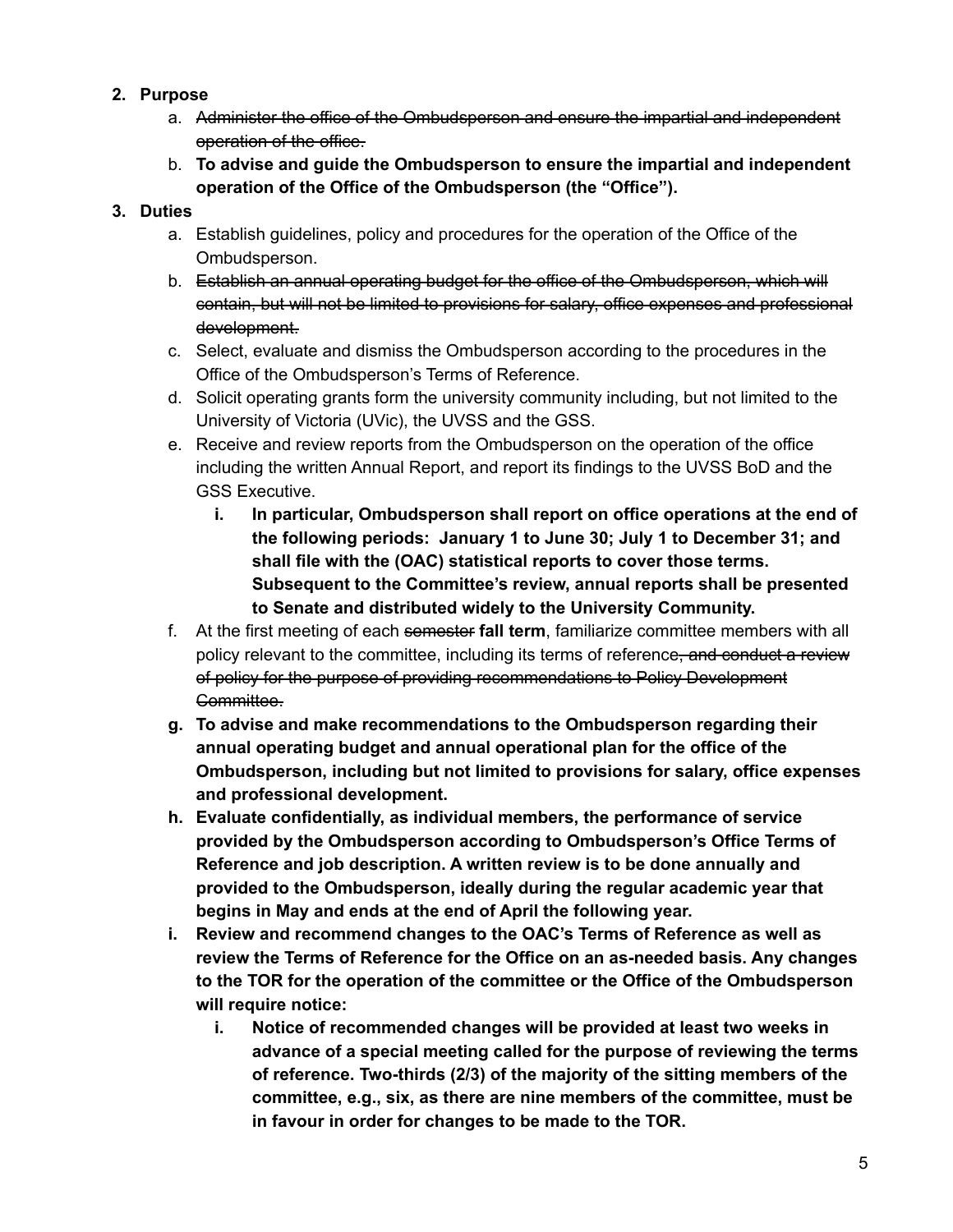2. **Purpose**
    a. ~~Administer the office of the Ombudsperson and ensure the impartial and independent operation of the office.~~
    b. **To advise and guide the Ombudsperson to ensure the impartial and independent operation of the Office of the Ombudsperson (the "Office").**
3. **Duties**
    a. Establish guidelines, policy and procedures for the operation of the Office of the Ombudsperson.
    b. ~~Establish an annual operating budget for the office of the Ombudsperson, which will contain, but will not be limited to provisions for salary, office expenses and professional development.~~
    c. Select, evaluate and dismiss the Ombudsperson according to the procedures in the Office of the Ombudsperson's Terms of Reference.
    d. Solicit operating grants form the university community including, but not limited to the University of Victoria (UVic), the UVSS and the GSS.
    e. Receive and review reports from the Ombudsperson on the operation of the office including the written Annual Report, and report its findings to the UVSS BoD and the GSS Executive.
        i. **In particular, Ombudsperson shall report on office operations at the end of the following periods: January 1 to June 30; July 1 to December 31; and shall file with the (OAC) statistical reports to cover those terms. Subsequent to the Committee's review, annual reports shall be presented to Senate and distributed widely to the University Community.**
    f. At the first meeting of each ~~semester~~ **fall term**, familiarize committee members with all policy relevant to the committee, including its terms of reference~~, and conduct a review of policy for the purpose of providing recommendations to Policy Development Committee.~~
    g. **To advise and make recommendations to the Ombudsperson regarding their annual operating budget and annual operational plan for the office of the Ombudsperson, including but not limited to provisions for salary, office expenses and professional development.**
    h. **Evaluate confidentially, as individual members, the performance of service provided by the Ombudsperson according to Ombudsperson's Office Terms of Reference and job description. A written review is to be done annually and provided to the Ombudsperson, ideally during the regular academic year that begins in May and ends at the end of April the following year.**
    i. **Review and recommend changes to the OAC's Terms of Reference as well as review the Terms of Reference for the Office on an as-needed basis. Any changes to the TOR for the operation of the committee or the Office of the Ombudsperson will require notice:**
        i. **Notice of recommended changes will be provided at least two weeks in advance of a special meeting called for the purpose of reviewing the terms of reference. Two-thirds (2/3) of the majority of the sitting members of the committee, e.g., six, as there are nine members of the committee, must be in favour in order for changes to be made to the TOR.**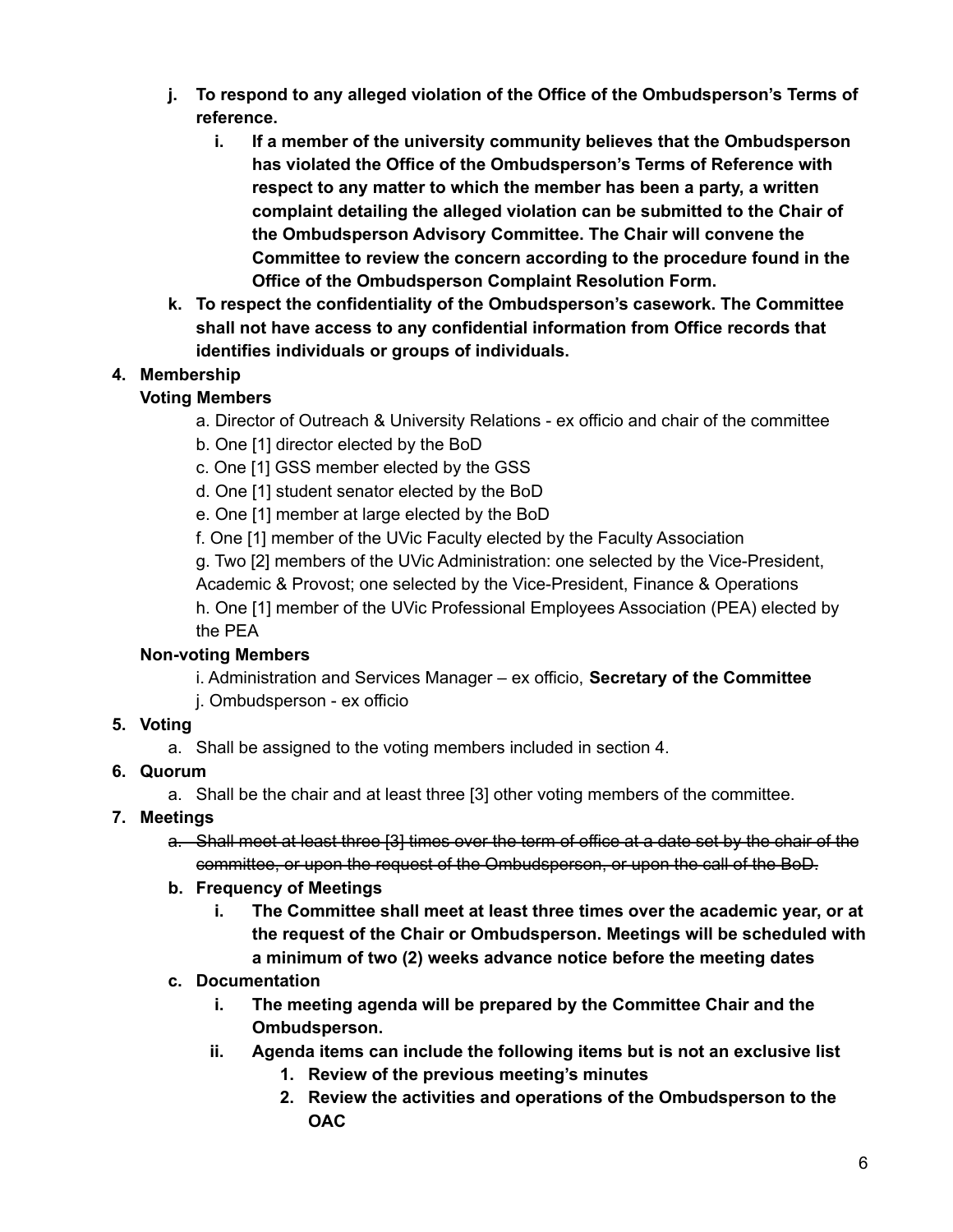- **j. To respond to any alleged violation of the Office of the Ombudsperson's Terms of reference.**
  - **i. If a member of the university community believes that the Ombudsperson has violated the Office of the Ombudsperson's Terms of Reference with respect to any matter to which the member has been a party, a written complaint detailing the alleged violation can be submitted to the Chair of the Ombudsperson Advisory Committee. The Chair will convene the Committee to review the concern according to the procedure found in the Office of the Ombudsperson Complaint Resolution Form.**
- **k. To respect the confidentiality of the Ombudsperson's casework. The Committee shall not have access to any confidential information from Office records that identifies individuals or groups of individuals.**

**4. Membership**

**Voting Members**

a. Director of Outreach & University Relations - ex officio and chair of the committee

b. One [1] director elected by the BoD

c. One [1] GSS member elected by the GSS

d. One [1] student senator elected by the BoD

e. One [1] member at large elected by the BoD

f. One [1] member of the UVic Faculty elected by the Faculty Association

g. Two [2] members of the UVic Administration: one selected by the Vice-President, Academic & Provost; one selected by the Vice-President, Finance & Operations

h. One [1] member of the UVic Professional Employees Association (PEA) elected by the PEA

**Non-voting Members**

i. Administration and Services Manager – ex officio, **Secretary of the Committee**

j. Ombudsperson - ex officio

**5. Voting**

a. Shall be assigned to the voting members included in section 4.

**6. Quorum**

a. Shall be the chair and at least three [3] other voting members of the committee.

**7. Meetings**

- ~~a. Shall meet at least three [3] times over the term of office at a date set by the chair of the committee, or upon the request of the Ombudsperson, or upon the call of the BoD.~~
- **b. Frequency of Meetings**
  - **i. The Committee shall meet at least three times over the academic year, or at the request of the Chair or Ombudsperson. Meetings will be scheduled with a minimum of two (2) weeks advance notice before the meeting dates**
- **c. Documentation**
  - **i. The meeting agenda will be prepared by the Committee Chair and the Ombudsperson.**
  - **ii. Agenda items can include the following items but is not an exclusive list**
    1. **Review of the previous meeting's minutes**
    2. **Review the activities and operations of the Ombudsperson to the OAC**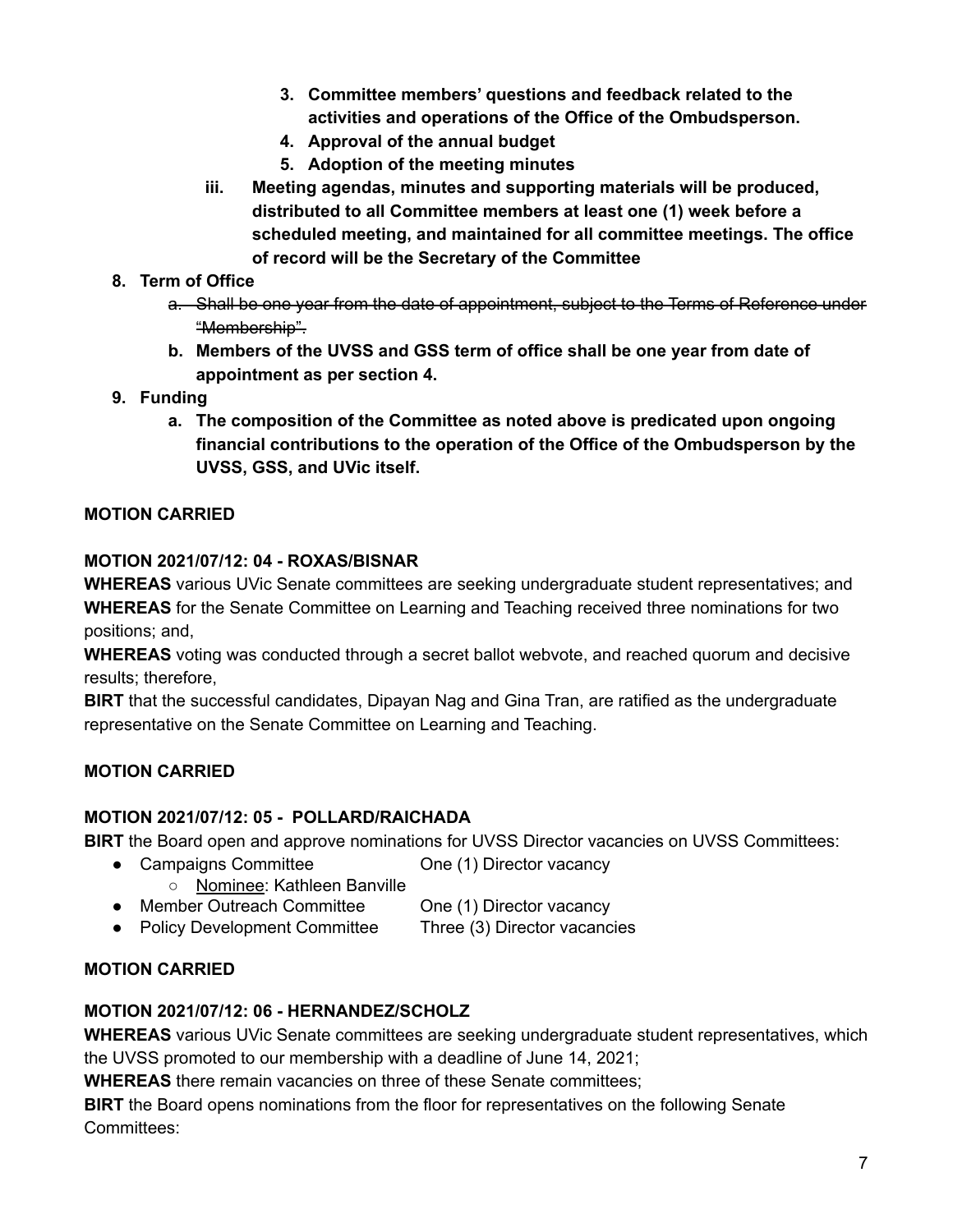3. **Committee members' questions and feedback related to the activities and operations of the Office of the Ombudsperson.**
4. **Approval of the annual budget**
5. **Adoption of the meeting minutes**

iii. **Meeting agendas, minutes and supporting materials will be produced, distributed to all Committee members at least one (1) week before a scheduled meeting, and maintained for all committee meetings. The office of record will be the Secretary of the Committee**

8. **Term of Office**
   a. ~~Shall be one year from the date of appointment, subject to the Terms of Reference under "Membership".~~
   b. **Members of the UVSS and GSS term of office shall be one year from date of appointment as per section 4.**
9. **Funding**
   a. **The composition of the Committee as noted above is predicated upon ongoing financial contributions to the operation of the Office of the Ombudsperson by the UVSS, GSS, and UVic itself.**

**MOTION CARRIED**

**MOTION 2021/07/12: 04 - ROXAS/BISNAR**

**WHEREAS** various UVic Senate committees are seeking undergraduate student representatives; and

**WHEREAS** for the Senate Committee on Learning and Teaching received three nominations for two positions; and,

**WHEREAS** voting was conducted through a secret ballot webvote, and reached quorum and decisive results; therefore,

**BIRT** that the successful candidates, Dipayan Nag and Gina Tran, are ratified as the undergraduate representative on the Senate Committee on Learning and Teaching.

**MOTION CARRIED**

**MOTION 2021/07/12: 05 - POLLARD/RAICHADA**

**BIRT** the Board open and approve nominations for UVSS Director vacancies on UVSS Committees:

- Campaigns Committee — One (1) Director vacancy
  - Nominee: Kathleen Banville
- Member Outreach Committee — One (1) Director vacancy
- Policy Development Committee — Three (3) Director vacancies

**MOTION CARRIED**

**MOTION 2021/07/12: 06 - HERNANDEZ/SCHOLZ**

**WHEREAS** various UVic Senate committees are seeking undergraduate student representatives, which the UVSS promoted to our membership with a deadline of June 14, 2021;

**WHEREAS** there remain vacancies on three of these Senate committees;

**BIRT** the Board opens nominations from the floor for representatives on the following Senate Committees: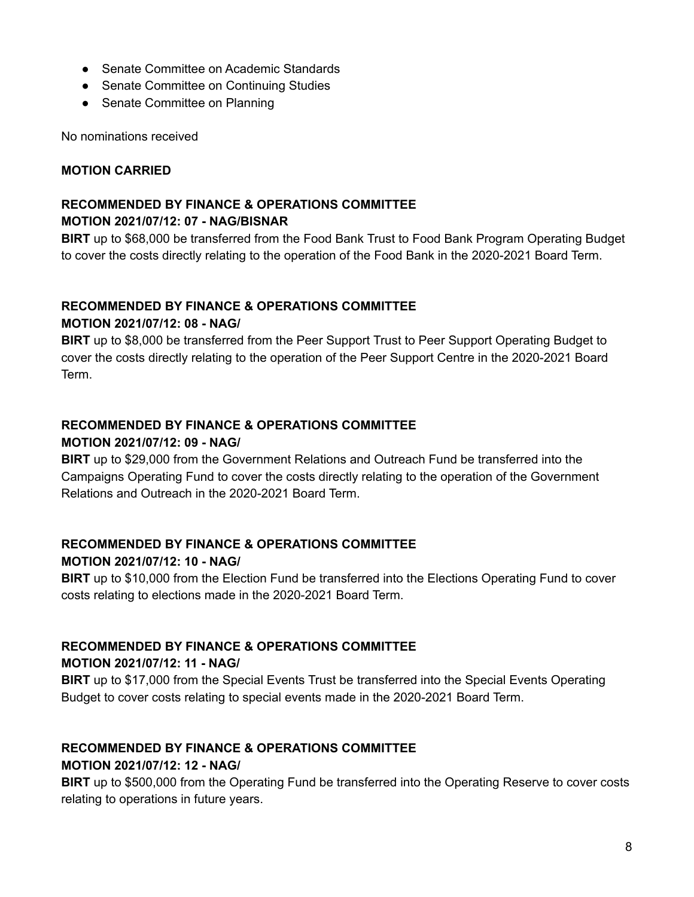- Senate Committee on Academic Standards
- Senate Committee on Continuing Studies
- Senate Committee on Planning

No nominations received

**MOTION CARRIED**

**RECOMMENDED BY FINANCE & OPERATIONS COMMITTEE**
**MOTION 2021/07/12: 07 - NAG/BISNAR**

**BIRT** up to $68,000 be transferred from the Food Bank Trust to Food Bank Program Operating Budget to cover the costs directly relating to the operation of the Food Bank in the 2020-2021 Board Term.

**RECOMMENDED BY FINANCE & OPERATIONS COMMITTEE**
**MOTION 2021/07/12: 08 - NAG/**

**BIRT** up to $8,000 be transferred from the Peer Support Trust to Peer Support Operating Budget to cover the costs directly relating to the operation of the Peer Support Centre in the 2020-2021 Board Term.

**RECOMMENDED BY FINANCE & OPERATIONS COMMITTEE**
**MOTION 2021/07/12: 09 - NAG/**

**BIRT** up to $29,000 from the Government Relations and Outreach Fund be transferred into the Campaigns Operating Fund to cover the costs directly relating to the operation of the Government Relations and Outreach in the 2020-2021 Board Term.

**RECOMMENDED BY FINANCE & OPERATIONS COMMITTEE**
**MOTION 2021/07/12: 10 - NAG/**

**BIRT** up to $10,000 from the Election Fund be transferred into the Elections Operating Fund to cover costs relating to elections made in the 2020-2021 Board Term.

**RECOMMENDED BY FINANCE & OPERATIONS COMMITTEE**
**MOTION 2021/07/12: 11 - NAG/**

**BIRT** up to $17,000 from the Special Events Trust be transferred into the Special Events Operating Budget to cover costs relating to special events made in the 2020-2021 Board Term.

**RECOMMENDED BY FINANCE & OPERATIONS COMMITTEE**
**MOTION 2021/07/12: 12 - NAG/**

**BIRT** up to $500,000 from the Operating Fund be transferred into the Operating Reserve to cover costs relating to operations in future years.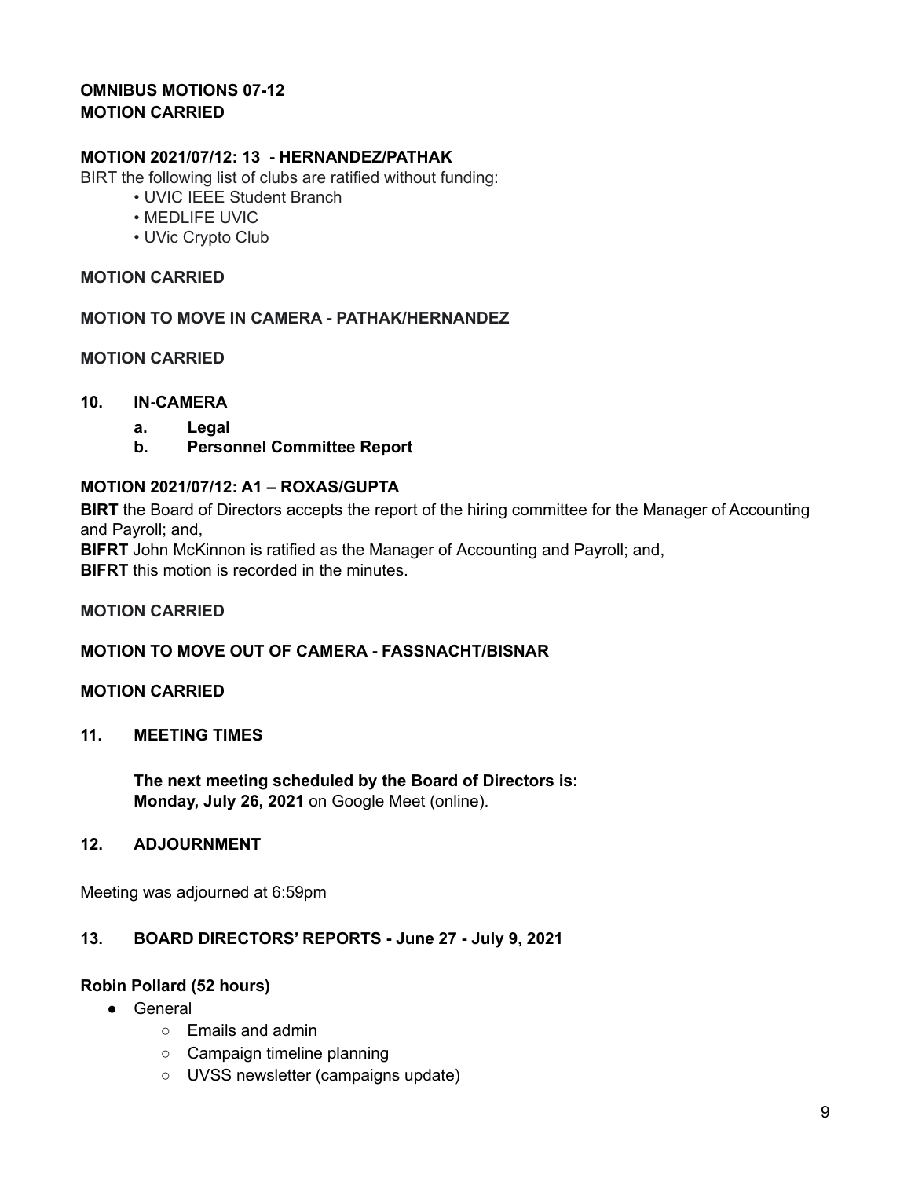**OMNIBUS MOTIONS 07-12**
**MOTION CARRIED**

**MOTION 2021/07/12: 13 - HERNANDEZ/PATHAK**

BIRT the following list of clubs are ratified without funding:

- UVIC IEEE Student Branch
- MEDLIFE UVIC
- UVic Crypto Club

**MOTION CARRIED**

**MOTION TO MOVE IN CAMERA - PATHAK/HERNANDEZ**

**MOTION CARRIED**

## 10. IN-CAMERA

  - **a. Legal**
  - **b. Personnel Committee Report**

**MOTION 2021/07/12: A1 – ROXAS/GUPTA**

**BIRT** the Board of Directors accepts the report of the hiring committee for the Manager of Accounting and Payroll; and,
**BIFRT** John McKinnon is ratified as the Manager of Accounting and Payroll; and,
**BIFRT** this motion is recorded in the minutes.

**MOTION CARRIED**

**MOTION TO MOVE OUT OF CAMERA - FASSNACHT/BISNAR**

**MOTION CARRIED**

## 11. MEETING TIMES

**The next meeting scheduled by the Board of Directors is:**
**Monday, July 26, 2021** on Google Meet (online).

## 12. ADJOURNMENT

Meeting was adjourned at 6:59pm

## 13. BOARD DIRECTORS' REPORTS - June 27 - July 9, 2021

**Robin Pollard (52 hours)**

- General
  - Emails and admin
  - Campaign timeline planning
  - UVSS newsletter (campaigns update)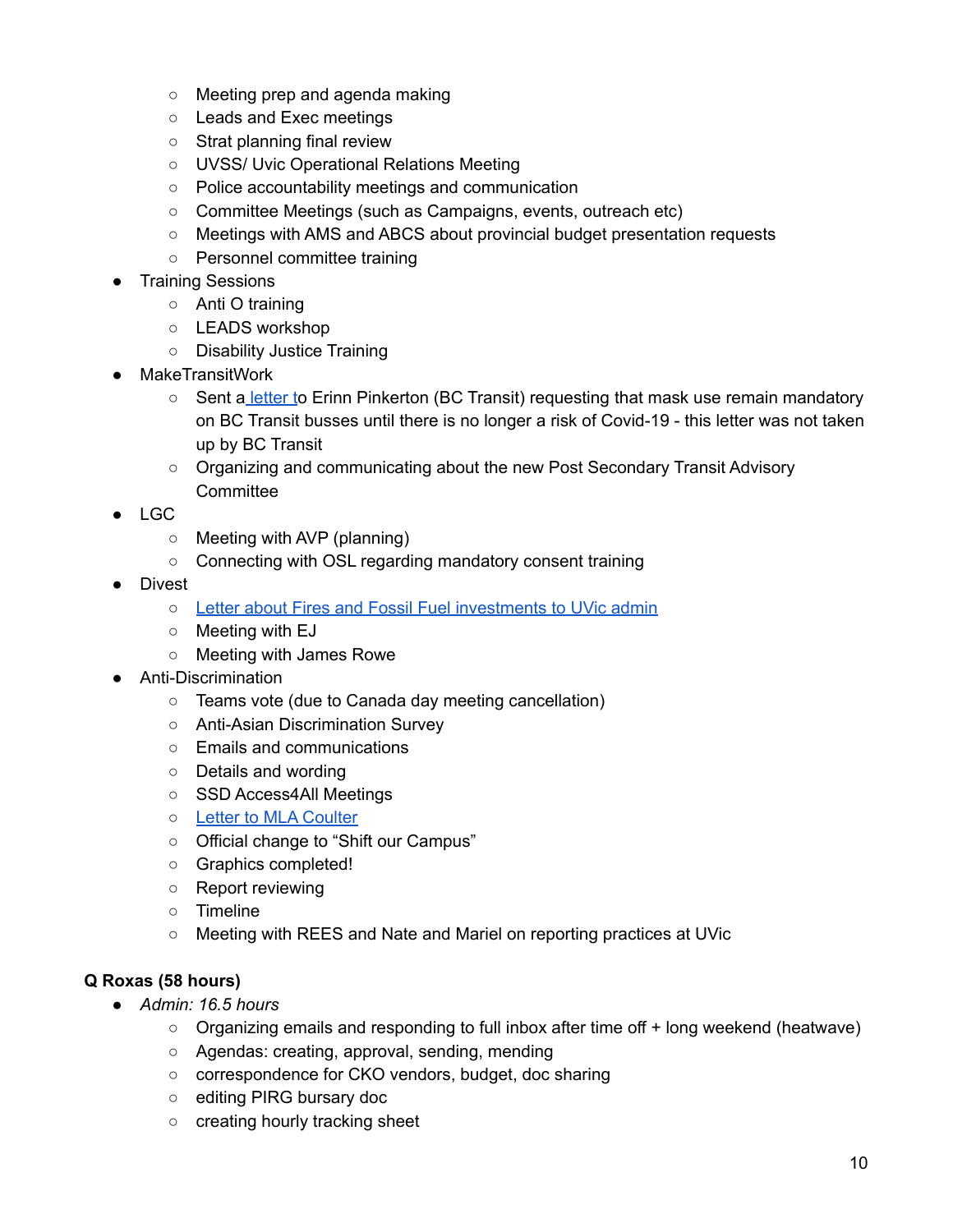- Meeting prep and agenda making
    - Leads and Exec meetings
    - Strat planning final review
    - UVSS/ Uvic Operational Relations Meeting
    - Police accountability meetings and communication
    - Committee Meetings (such as Campaigns, events, outreach etc)
    - Meetings with AMS and ABCS about provincial budget presentation requests
    - Personnel committee training
- Training Sessions
    - Anti O training
    - LEADS workshop
    - Disability Justice Training
- MakeTransitWork
    - Sent a letter to Erinn Pinkerton (BC Transit) requesting that mask use remain mandatory on BC Transit busses until there is no longer a risk of Covid-19 - this letter was not taken up by BC Transit
    - Organizing and communicating about the new Post Secondary Transit Advisory Committee
- LGC
    - Meeting with AVP (planning)
    - Connecting with OSL regarding mandatory consent training
- Divest
    - Letter about Fires and Fossil Fuel investments to UVic admin
    - Meeting with EJ
    - Meeting with James Rowe
- Anti-Discrimination
    - Teams vote (due to Canada day meeting cancellation)
    - Anti-Asian Discrimination Survey
    - Emails and communications
    - Details and wording
    - SSD Access4All Meetings
    - Letter to MLA Coulter
    - Official change to "Shift our Campus"
    - Graphics completed!
    - Report reviewing
    - Timeline
    - Meeting with REES and Nate and Mariel on reporting practices at UVic

**Q Roxas (58 hours)**

- *Admin: 16.5 hours*
    - Organizing emails and responding to full inbox after time off + long weekend (heatwave)
    - Agendas: creating, approval, sending, mending
    - correspondence for CKO vendors, budget, doc sharing
    - editing PIRG bursary doc
    - creating hourly tracking sheet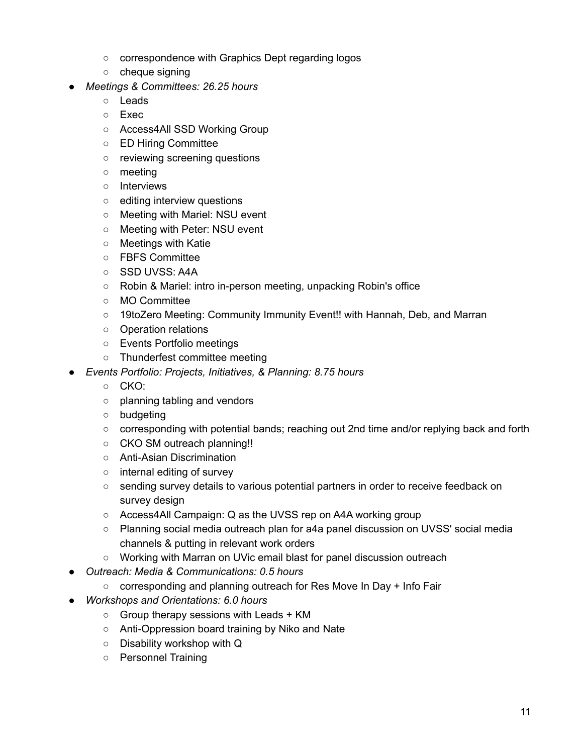- correspondence with Graphics Dept regarding logos
    - cheque signing
- *Meetings & Committees: 26.25 hours*
    - Leads
    - Exec
    - Access4All SSD Working Group
    - ED Hiring Committee
    - reviewing screening questions
    - meeting
    - Interviews
    - editing interview questions
    - Meeting with Mariel: NSU event
    - Meeting with Peter: NSU event
    - Meetings with Katie
    - FBFS Committee
    - SSD UVSS: A4A
    - Robin & Mariel: intro in-person meeting, unpacking Robin's office
    - MO Committee
    - 19toZero Meeting: Community Immunity Event!! with Hannah, Deb, and Marran
    - Operation relations
    - Events Portfolio meetings
    - Thunderfest committee meeting
- *Events Portfolio: Projects, Initiatives, & Planning: 8.75 hours*
    - CKO:
    - planning tabling and vendors
    - budgeting
    - corresponding with potential bands; reaching out 2nd time and/or replying back and forth
    - CKO SM outreach planning!!
    - Anti-Asian Discrimination
    - internal editing of survey
    - sending survey details to various potential partners in order to receive feedback on survey design
    - Access4All Campaign: Q as the UVSS rep on A4A working group
    - Planning social media outreach plan for a4a panel discussion on UVSS' social media channels & putting in relevant work orders
    - Working with Marran on UVic email blast for panel discussion outreach
- *Outreach: Media & Communications: 0.5 hours*
    - corresponding and planning outreach for Res Move In Day + Info Fair
- *Workshops and Orientations: 6.0 hours*
    - Group therapy sessions with Leads + KM
    - Anti-Oppression board training by Niko and Nate
    - Disability workshop with Q
    - Personnel Training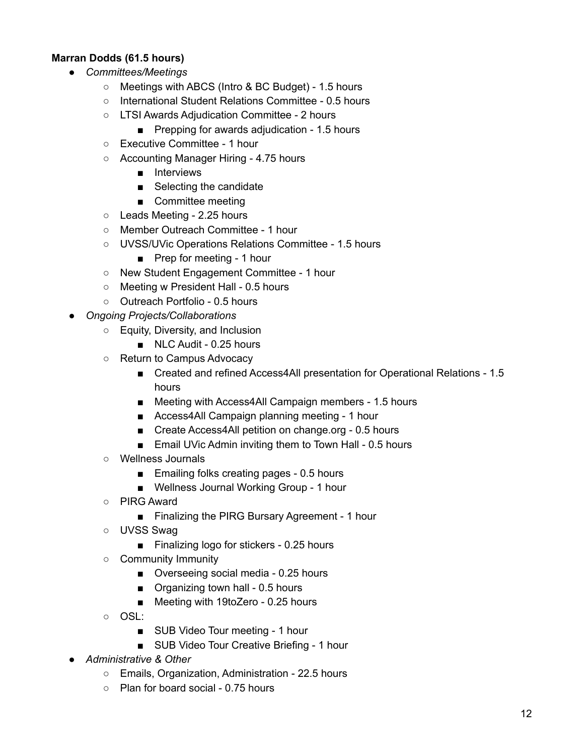**Marran Dodds (61.5 hours)**

- *Committees/Meetings*
  - Meetings with ABCS (Intro & BC Budget) - 1.5 hours
  - International Student Relations Committee - 0.5 hours
  - LTSI Awards Adjudication Committee - 2 hours
    - Prepping for awards adjudication - 1.5 hours
  - Executive Committee - 1 hour
  - Accounting Manager Hiring - 4.75 hours
    - Interviews
    - Selecting the candidate
    - Committee meeting
  - Leads Meeting - 2.25 hours
  - Member Outreach Committee - 1 hour
  - UVSS/UVic Operations Relations Committee - 1.5 hours
    - Prep for meeting - 1 hour
  - New Student Engagement Committee - 1 hour
  - Meeting w President Hall - 0.5 hours
  - Outreach Portfolio - 0.5 hours
- *Ongoing Projects/Collaborations*
  - Equity, Diversity, and Inclusion
    - NLC Audit - 0.25 hours
  - Return to Campus Advocacy
    - Created and refined Access4All presentation for Operational Relations - 1.5 hours
    - Meeting with Access4All Campaign members - 1.5 hours
    - Access4All Campaign planning meeting - 1 hour
    - Create Access4All petition on change.org - 0.5 hours
    - Email UVic Admin inviting them to Town Hall - 0.5 hours
  - Wellness Journals
    - Emailing folks creating pages - 0.5 hours
    - Wellness Journal Working Group - 1 hour
  - PIRG Award
    - Finalizing the PIRG Bursary Agreement - 1 hour
  - UVSS Swag
    - Finalizing logo for stickers - 0.25 hours
  - Community Immunity
    - Overseeing social media - 0.25 hours
    - Organizing town hall - 0.5 hours
    - Meeting with 19toZero - 0.25 hours
  - OSL:
    - SUB Video Tour meeting - 1 hour
    - SUB Video Tour Creative Briefing - 1 hour
- *Administrative & Other*
  - Emails, Organization, Administration - 22.5 hours
  - Plan for board social - 0.75 hours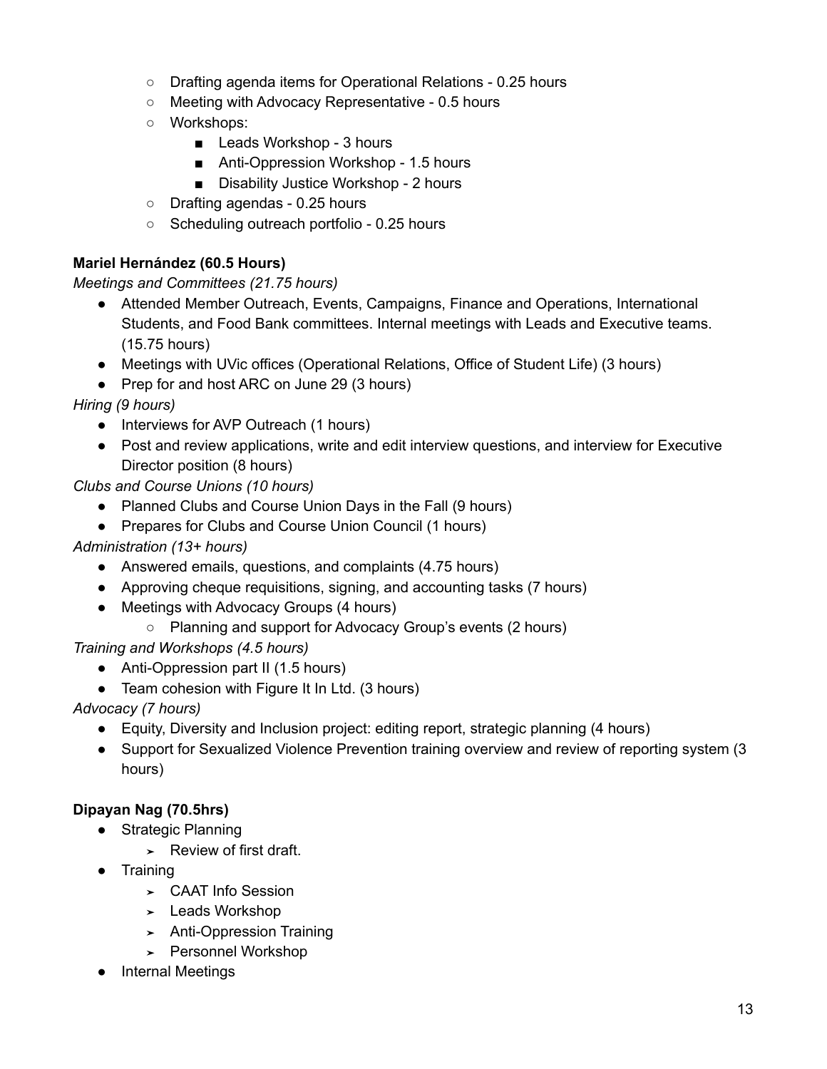- Drafting agenda items for Operational Relations - 0.25 hours
    - Meeting with Advocacy Representative - 0.5 hours
    - Workshops:
        - Leads Workshop - 3 hours
        - Anti-Oppression Workshop - 1.5 hours
        - Disability Justice Workshop - 2 hours
    - Drafting agendas - 0.25 hours
    - Scheduling outreach portfolio - 0.25 hours

**Mariel Hernández (60.5 Hours)**

*Meetings and Committees (21.75 hours)*

- Attended Member Outreach, Events, Campaigns, Finance and Operations, International Students, and Food Bank committees. Internal meetings with Leads and Executive teams. (15.75 hours)
- Meetings with UVic offices (Operational Relations, Office of Student Life) (3 hours)
- Prep for and host ARC on June 29 (3 hours)

*Hiring (9 hours)*

- Interviews for AVP Outreach (1 hours)
- Post and review applications, write and edit interview questions, and interview for Executive Director position (8 hours)

*Clubs and Course Unions (10 hours)*

- Planned Clubs and Course Union Days in the Fall (9 hours)
- Prepares for Clubs and Course Union Council (1 hours)

*Administration (13+ hours)*

- Answered emails, questions, and complaints (4.75 hours)
- Approving cheque requisitions, signing, and accounting tasks (7 hours)
- Meetings with Advocacy Groups (4 hours)
    - Planning and support for Advocacy Group's events (2 hours)

*Training and Workshops (4.5 hours)*

- Anti-Oppression part II (1.5 hours)
- Team cohesion with Figure It In Ltd. (3 hours)

*Advocacy (7 hours)*

- Equity, Diversity and Inclusion project: editing report, strategic planning (4 hours)
- Support for Sexualized Violence Prevention training overview and review of reporting system (3 hours)

**Dipayan Nag (70.5hrs)**

- Strategic Planning
    - Review of first draft.
- Training
    - CAAT Info Session
    - Leads Workshop
    - Anti-Oppression Training
    - Personnel Workshop
- Internal Meetings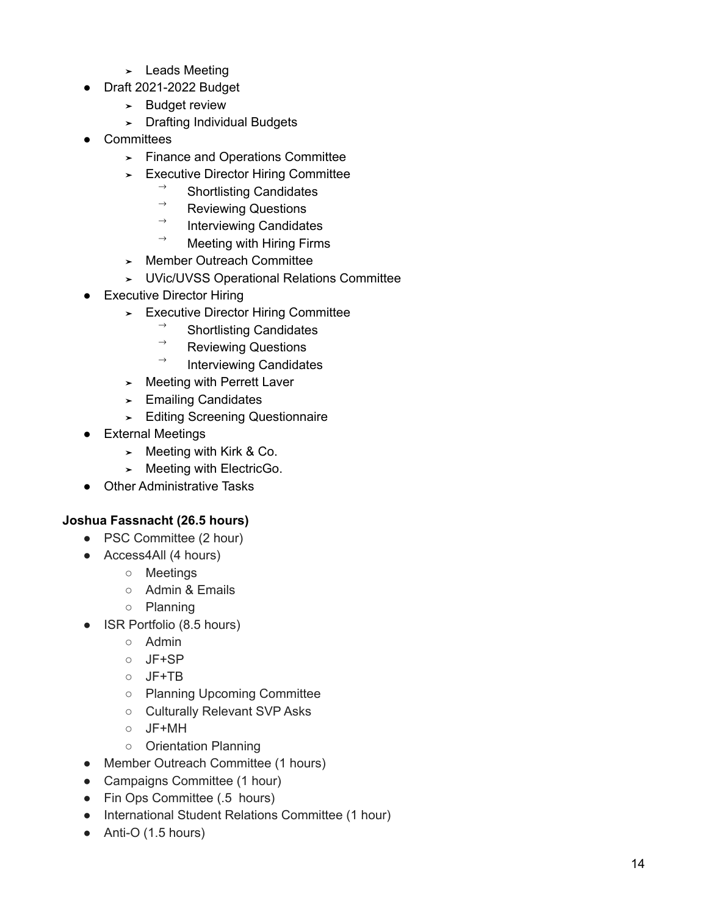- Leads Meeting
- Draft 2021-2022 Budget
    - Budget review
    - Drafting Individual Budgets
- Committees
    - Finance and Operations Committee
    - Executive Director Hiring Committee
        - Shortlisting Candidates
        - Reviewing Questions
        - Interviewing Candidates
        - Meeting with Hiring Firms
    - Member Outreach Committee
    - UVic/UVSS Operational Relations Committee
- Executive Director Hiring
    - Executive Director Hiring Committee
        - Shortlisting Candidates
        - Reviewing Questions
        - Interviewing Candidates
    - Meeting with Perrett Laver
    - Emailing Candidates
    - Editing Screening Questionnaire
- External Meetings
    - Meeting with Kirk & Co.
    - Meeting with ElectricGo.
- Other Administrative Tasks

**Joshua Fassnacht (26.5 hours)**

- PSC Committee (2 hour)
- Access4All (4 hours)
    - Meetings
    - Admin & Emails
    - Planning
- ISR Portfolio (8.5 hours)
    - Admin
    - JF+SP
    - JF+TB
    - Planning Upcoming Committee
    - Culturally Relevant SVP Asks
    - JF+MH
    - Orientation Planning
- Member Outreach Committee (1 hours)
- Campaigns Committee (1 hour)
- Fin Ops Committee (.5 hours)
- International Student Relations Committee (1 hour)
- Anti-O (1.5 hours)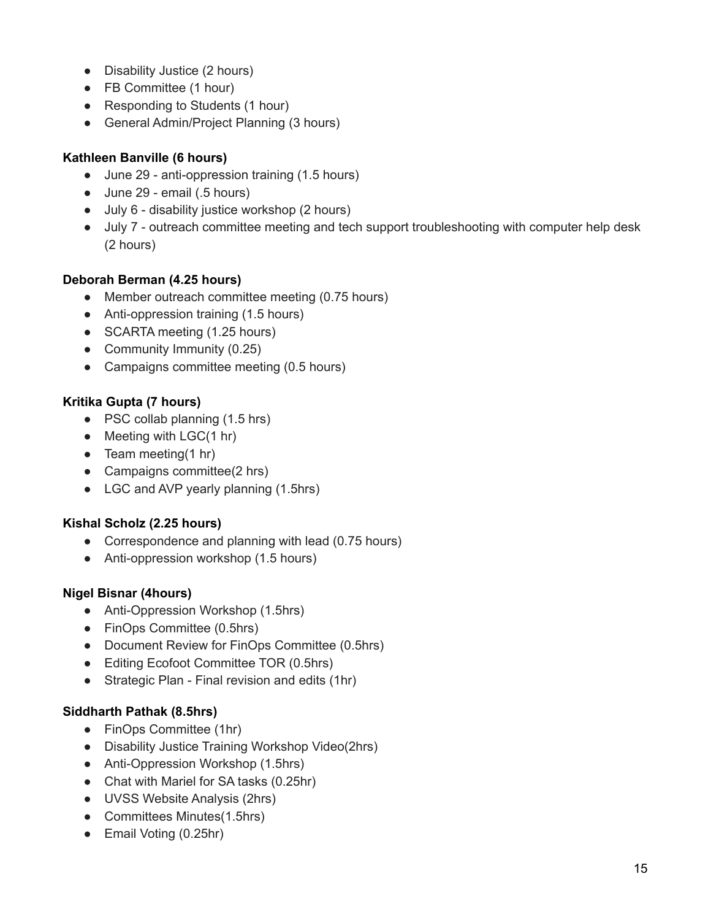- Disability Justice (2 hours)
- FB Committee (1 hour)
- Responding to Students (1 hour)
- General Admin/Project Planning (3 hours)

**Kathleen Banville (6 hours)**

- June 29 - anti-oppression training (1.5 hours)
- June 29 - email (.5 hours)
- July 6 - disability justice workshop (2 hours)
- July 7 - outreach committee meeting and tech support troubleshooting with computer help desk (2 hours)

**Deborah Berman (4.25 hours)**

- Member outreach committee meeting (0.75 hours)
- Anti-oppression training (1.5 hours)
- SCARTA meeting (1.25 hours)
- Community Immunity (0.25)
- Campaigns committee meeting (0.5 hours)

**Kritika Gupta (7 hours)**

- PSC collab planning (1.5 hrs)
- Meeting with LGC(1 hr)
- Team meeting(1 hr)
- Campaigns committee(2 hrs)
- LGC and AVP yearly planning (1.5hrs)

**Kishal Scholz (2.25 hours)**

- Correspondence and planning with lead (0.75 hours)
- Anti-oppression workshop (1.5 hours)

**Nigel Bisnar (4hours)**

- Anti-Oppression Workshop (1.5hrs)
- FinOps Committee (0.5hrs)
- Document Review for FinOps Committee (0.5hrs)
- Editing Ecofoot Committee TOR (0.5hrs)
- Strategic Plan - Final revision and edits (1hr)

**Siddharth Pathak (8.5hrs)**

- FinOps Committee (1hr)
- Disability Justice Training Workshop Video(2hrs)
- Anti-Oppression Workshop (1.5hrs)
- Chat with Mariel for SA tasks (0.25hr)
- UVSS Website Analysis (2hrs)
- Committees Minutes(1.5hrs)
- Email Voting (0.25hr)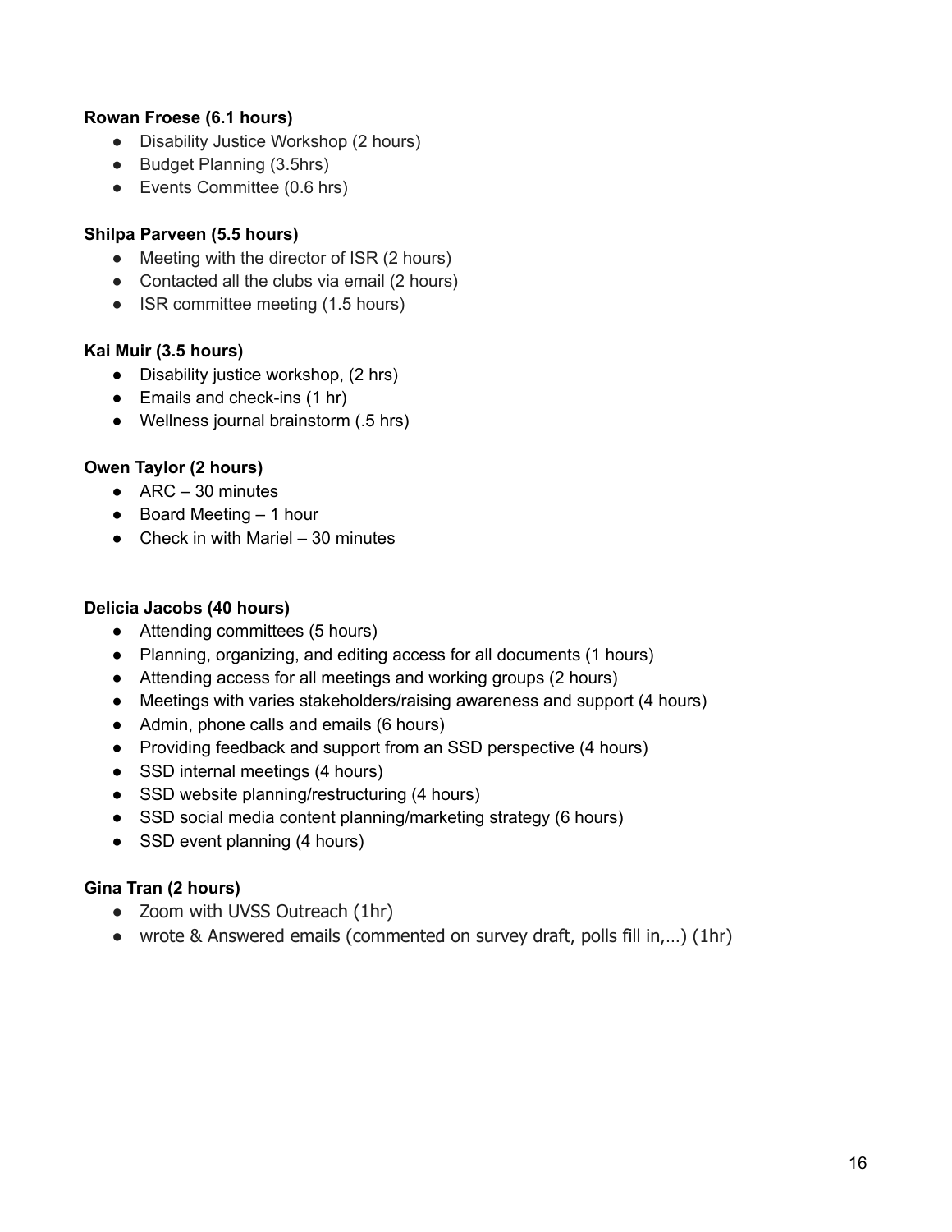**Rowan Froese (6.1 hours)**

- Disability Justice Workshop (2 hours)
- Budget Planning (3.5hrs)
- Events Committee (0.6 hrs)

**Shilpa Parveen (5.5 hours)**

- Meeting with the director of ISR (2 hours)
- Contacted all the clubs via email (2 hours)
- ISR committee meeting (1.5 hours)

**Kai Muir (3.5 hours)**

- Disability justice workshop, (2 hrs)
- Emails and check-ins (1 hr)
- Wellness journal brainstorm (.5 hrs)

**Owen Taylor (2 hours)**

- ARC – 30 minutes
- Board Meeting – 1 hour
- Check in with Mariel – 30 minutes

**Delicia Jacobs (40 hours)**

- Attending committees (5 hours)
- Planning, organizing, and editing access for all documents (1 hours)
- Attending access for all meetings and working groups (2 hours)
- Meetings with varies stakeholders/raising awareness and support (4 hours)
- Admin, phone calls and emails (6 hours)
- Providing feedback and support from an SSD perspective (4 hours)
- SSD internal meetings (4 hours)
- SSD website planning/restructuring (4 hours)
- SSD social media content planning/marketing strategy (6 hours)
- SSD event planning (4 hours)

**Gina Tran (2 hours)**

- Zoom with UVSS Outreach (1hr)
- wrote & Answered emails (commented on survey draft, polls fill in,…) (1hr)